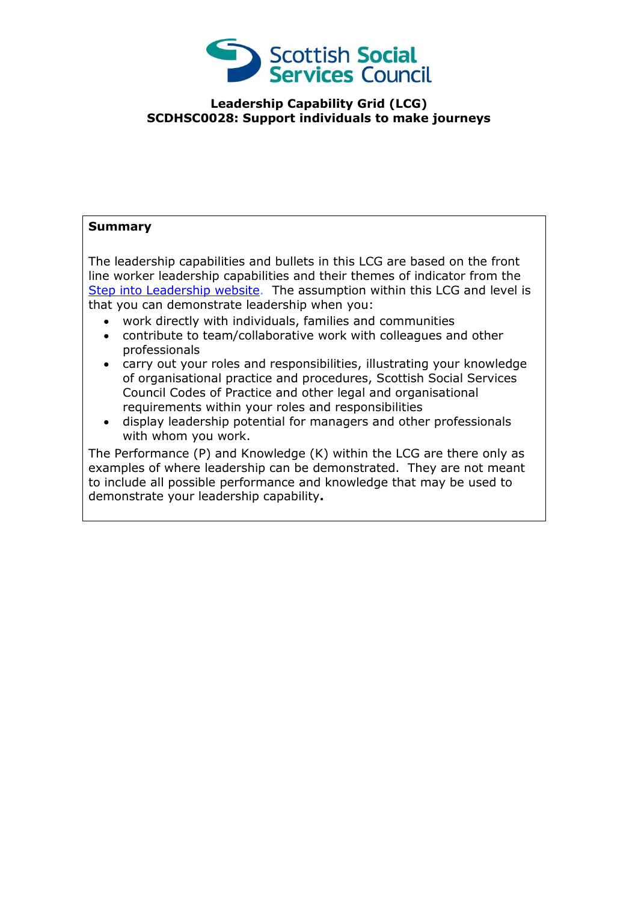Scottish Social Services Council

**Leadership Capability Grid (LCG)**
**SCDHSC0028: Support individuals to make journeys**

**Summary**

The leadership capabilities and bullets in this LCG are based on the front line worker leadership capabilities and their themes of indicator from the [Step into Leadership website](). The assumption within this LCG and level is that you can demonstrate leadership when you:

- work directly with individuals, families and communities
- contribute to team/collaborative work with colleagues and other professionals
- carry out your roles and responsibilities, illustrating your knowledge of organisational practice and procedures, Scottish Social Services Council Codes of Practice and other legal and organisational requirements within your roles and responsibilities
- display leadership potential for managers and other professionals with whom you work.

The Performance (P) and Knowledge (K) within the LCG are there only as examples of where leadership can be demonstrated. They are not meant to include all possible performance and knowledge that may be used to demonstrate your leadership capability**.**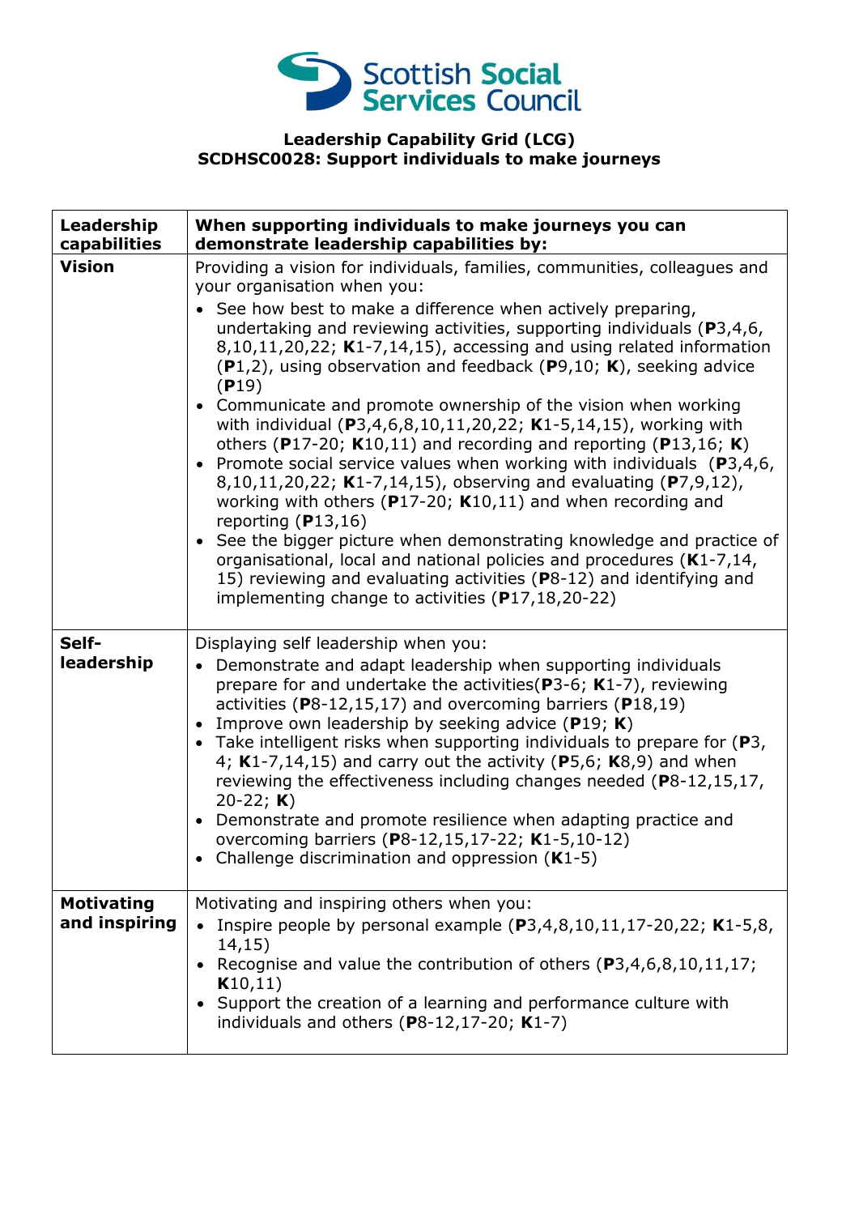**Leadership Capability Grid (LCG)**
**SCDHSC0028: Support individuals to make journeys**

| Leadership capabilities | When supporting individuals to make journeys you can demonstrate leadership capabilities by: |
|---|---|
| **Vision** | Providing a vision for individuals, families, communities, colleagues and your organisation when you:<br>• See how best to make a difference when actively preparing, undertaking and reviewing activities, supporting individuals (**P**3,4,6, 8,10,11,20,22; **K**1-7,14,15), accessing and using related information (**P**1,2), using observation and feedback (**P**9,10; **K**), seeking advice (**P**19)<br>• Communicate and promote ownership of the vision when working with individual (**P**3,4,6,8,10,11,20,22; **K**1-5,14,15), working with others (**P**17-20; **K**10,11) and recording and reporting (**P**13,16; **K**)<br>• Promote social service values when working with individuals (**P**3,4,6, 8,10,11,20,22; **K**1-7,14,15), observing and evaluating (**P**7,9,12), working with others (**P**17-20; **K**10,11) and when recording and reporting (**P**13,16)<br>• See the bigger picture when demonstrating knowledge and practice of organisational, local and national policies and procedures (**K**1-7,14, 15) reviewing and evaluating activities (**P**8-12) and identifying and implementing change to activities (**P**17,18,20-22) |
| **Self-leadership** | Displaying self leadership when you:<br>• Demonstrate and adapt leadership when supporting individuals prepare for and undertake the activities(**P**3-6; **K**1-7), reviewing activities (**P**8-12,15,17) and overcoming barriers (**P**18,19)<br>• Improve own leadership by seeking advice (**P**19; **K**)<br>• Take intelligent risks when supporting individuals to prepare for (**P**3, 4; **K**1-7,14,15) and carry out the activity (**P**5,6; **K**8,9) and when reviewing the effectiveness including changes needed (**P**8-12,15,17, 20-22; **K**)<br>• Demonstrate and promote resilience when adapting practice and overcoming barriers (**P**8-12,15,17-22; **K**1-5,10-12)<br>• Challenge discrimination and oppression (**K**1-5) |
| **Motivating and inspiring** | Motivating and inspiring others when you:<br>• Inspire people by personal example (**P**3,4,8,10,11,17-20,22; **K**1-5,8, 14,15)<br>• Recognise and value the contribution of others (**P**3,4,6,8,10,11,17; **K**10,11)<br>• Support the creation of a learning and performance culture with individuals and others (**P**8-12,17-20; **K**1-7) |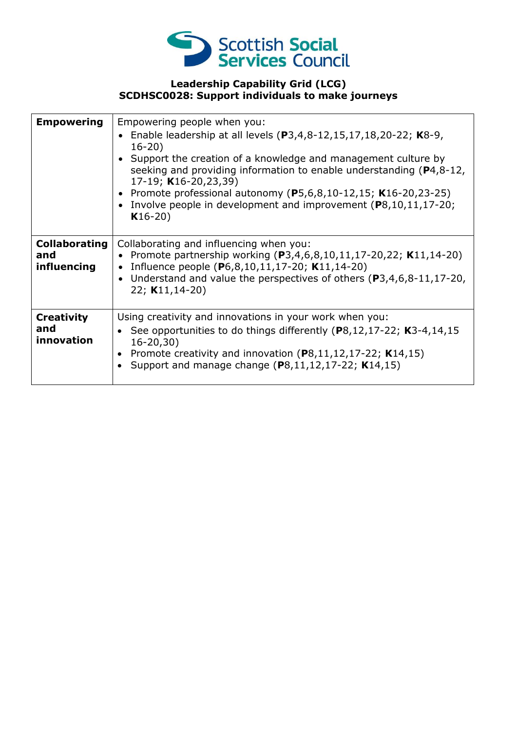Scottish Social Services Council

**Leadership Capability Grid (LCG)**
**SCDHSC0028: Support individuals to make journeys**

| | |
|---|---|
| **Empowering** | Empowering people when you:<br>• Enable leadership at all levels (**P**3,4,8-12,15,17,18,20-22; **K**8-9, 16-20)<br>• Support the creation of a knowledge and management culture by seeking and providing information to enable understanding (**P**4,8-12, 17-19; **K**16-20,23,39)<br>• Promote professional autonomy (**P**5,6,8,10-12,15; **K**16-20,23-25)<br>• Involve people in development and improvement (**P**8,10,11,17-20; **K**16-20) |
| **Collaborating and influencing** | Collaborating and influencing when you:<br>• Promote partnership working (**P**3,4,6,8,10,11,17-20,22; **K**11,14-20)<br>• Influence people (**P**6,8,10,11,17-20; **K**11,14-20)<br>• Understand and value the perspectives of others (**P**3,4,6,8-11,17-20, 22; **K**11,14-20) |
| **Creativity and innovation** | Using creativity and innovations in your work when you:<br>• See opportunities to do things differently (**P**8,12,17-22; **K**3-4,14,15 16-20,30)<br>• Promote creativity and innovation (**P**8,11,12,17-22; **K**14,15)<br>• Support and manage change (**P**8,11,12,17-22; **K**14,15) |